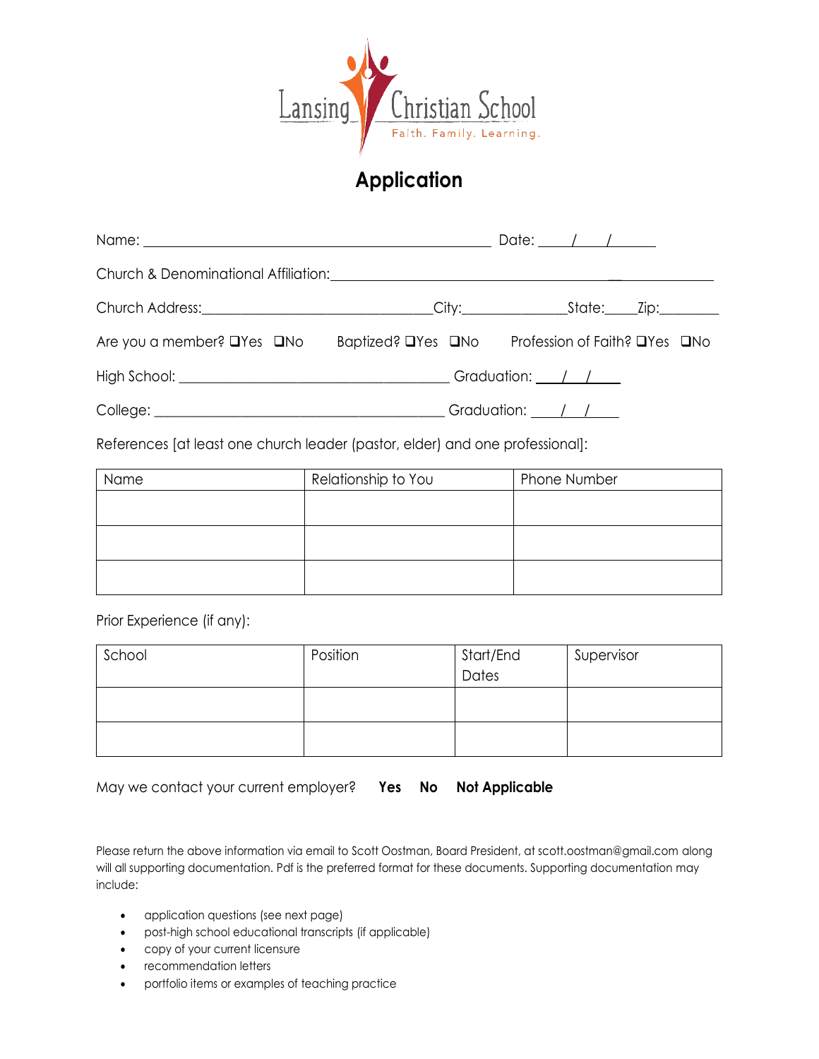Lansing Christian School

Faith. Family. Learning.

# Application

Name: ______________________________ Date: ____/____/______

Church & Denominational Affiliation: ______________________________

Church Address: ____________________ City: __________ State: ____ Zip: ________

Are you a member? ❑Yes ❑No Baptized? ❑Yes ❑No Profession of Faith? ❑Yes ❑No

High School: ______________________________ Graduation: ___/___/____

College: ______________________________ Graduation: ___/___/____

References [at least one church leader (pastor, elder) and one professional]:

| Name | Relationship to You | Phone Number |
|---|---|---|
| | | |
| | | |
| | | |

Prior Experience (if any):

| School | Position | Start/End Dates | Supervisor |
|---|---|---|---|
| | | | |
| | | | |

May we contact your current employer? **Yes** **No** **Not Applicable**

Please return the above information via email to Scott Oostman, Board President, at scott.oostman@gmail.com along will all supporting documentation. Pdf is the preferred format for these documents. Supporting documentation may include:

- application questions (see next page)
- post-high school educational transcripts (if applicable)
- copy of your current licensure
- recommendation letters
- portfolio items or examples of teaching practice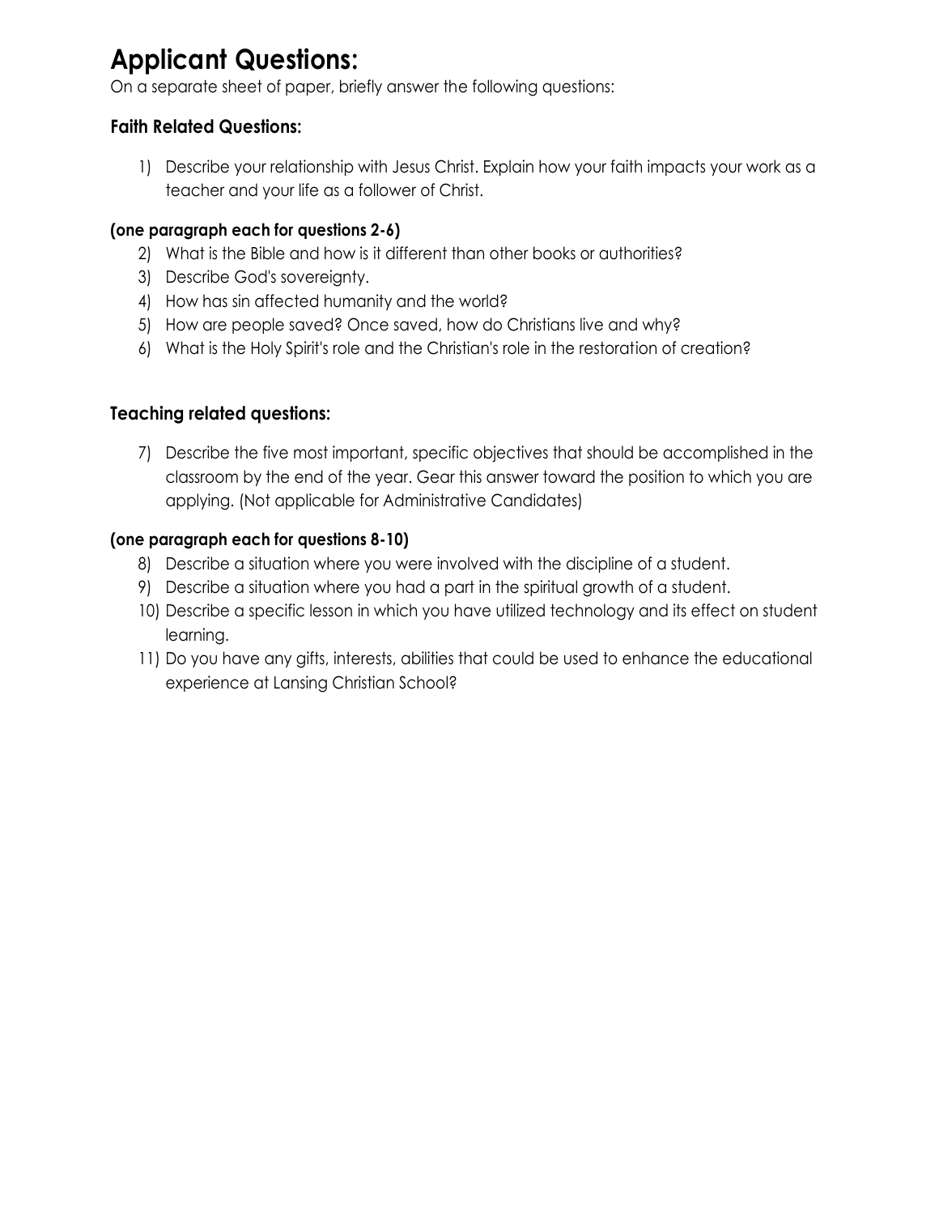# Applicant Questions:

On a separate sheet of paper, briefly answer the following questions:

### Faith Related Questions:

1) Describe your relationship with Jesus Christ. Explain how your faith impacts your work as a teacher and your life as a follower of Christ.

**(one paragraph each for questions 2-6)**

2) What is the Bible and how is it different than other books or authorities?
3) Describe God's sovereignty.
4) How has sin affected humanity and the world?
5) How are people saved? Once saved, how do Christians live and why?
6) What is the Holy Spirit's role and the Christian's role in the restoration of creation?

### Teaching related questions:

7) Describe the five most important, specific objectives that should be accomplished in the classroom by the end of the year. Gear this answer toward the position to which you are applying. (Not applicable for Administrative Candidates)

**(one paragraph each for questions 8-10)**

8) Describe a situation where you were involved with the discipline of a student.
9) Describe a situation where you had a part in the spiritual growth of a student.
10) Describe a specific lesson in which you have utilized technology and its effect on student learning.
11) Do you have any gifts, interests, abilities that could be used to enhance the educational experience at Lansing Christian School?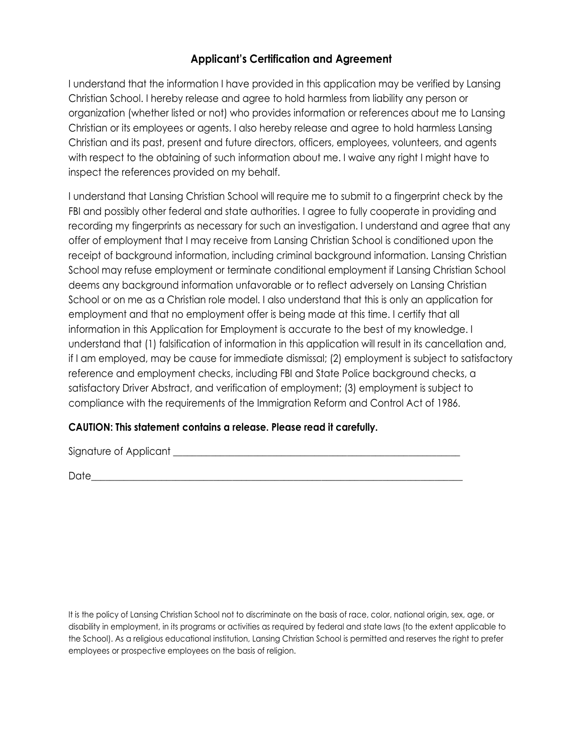## Applicant's Certification and Agreement

I understand that the information I have provided in this application may be verified by Lansing Christian School. I hereby release and agree to hold harmless from liability any person or organization (whether listed or not) who provides information or references about me to Lansing Christian or its employees or agents. I also hereby release and agree to hold harmless Lansing Christian and its past, present and future directors, officers, employees, volunteers, and agents with respect to the obtaining of such information about me. I waive any right I might have to inspect the references provided on my behalf.

I understand that Lansing Christian School will require me to submit to a fingerprint check by the FBI and possibly other federal and state authorities. I agree to fully cooperate in providing and recording my fingerprints as necessary for such an investigation. I understand and agree that any offer of employment that I may receive from Lansing Christian School is conditioned upon the receipt of background information, including criminal background information. Lansing Christian School may refuse employment or terminate conditional employment if Lansing Christian School deems any background information unfavorable or to reflect adversely on Lansing Christian School or on me as a Christian role model. I also understand that this is only an application for employment and that no employment offer is being made at this time. I certify that all information in this Application for Employment is accurate to the best of my knowledge. I understand that (1) falsification of information in this application will result in its cancellation and, if I am employed, may be cause for immediate dismissal; (2) employment is subject to satisfactory reference and employment checks, including FBI and State Police background checks, a satisfactory Driver Abstract, and verification of employment; (3) employment is subject to compliance with the requirements of the Immigration Reform and Control Act of 1986.

**CAUTION: This statement contains a release. Please read it carefully.**

Signature of Applicant ____________________________________________________________

Date___________________________________________________________________________

It is the policy of Lansing Christian School not to discriminate on the basis of race, color, national origin, sex, age, or disability in employment, in its programs or activities as required by federal and state laws (to the extent applicable to the School). As a religious educational institution, Lansing Christian School is permitted and reserves the right to prefer employees or prospective employees on the basis of religion.